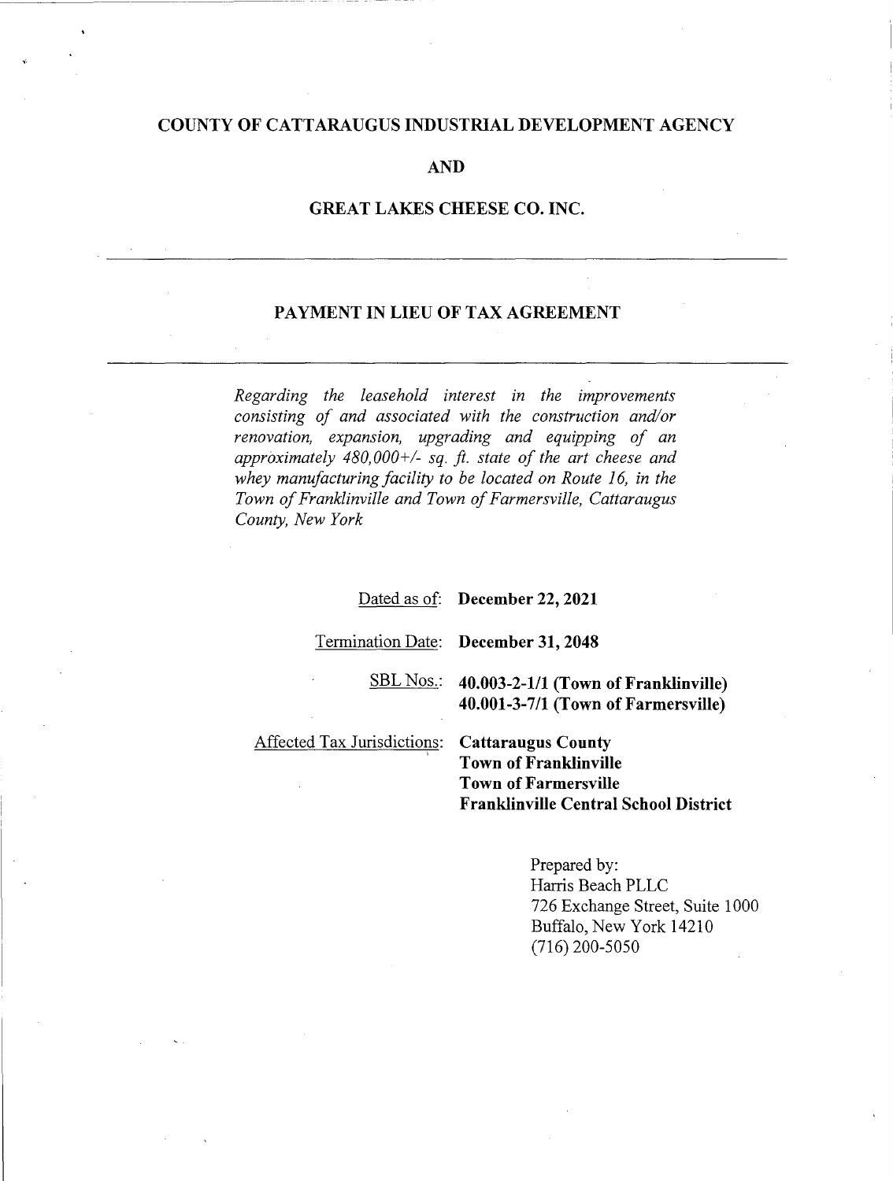# COUNTY OF CATTARAUGUS INDUSTRIAL DEVELOPMENT AGENCY

**AND**

**GREAT LAKES CHEESE CO. INC.**

---

## PAYMENT IN LIEU OF TAX AGREEMENT

---

*Regarding the leasehold interest in the improvements consisting of and associated with the construction and/or renovation, expansion, upgrading and equipping of an approximately 480,000+/- sq. ft. state of the art cheese and whey manufacturing facility to be located on Route 16, in the Town of Franklinville and Town of Farmersville, Cattaraugus County, New York*

Dated as of: **December 22, 2021**

Termination Date: **December 31, 2048**

SBL Nos.: **40.003-2-1/1 (Town of Franklinville)**
**40.001-3-7/1 (Town of Farmersville)**

Affected Tax Jurisdictions: **Cattaraugus County**
**Town of Franklinville**
**Town of Farmersville**
**Franklinville Central School District**

Prepared by:
Harris Beach PLLC
726 Exchange Street, Suite 1000
Buffalo, New York 14210
(716) 200-5050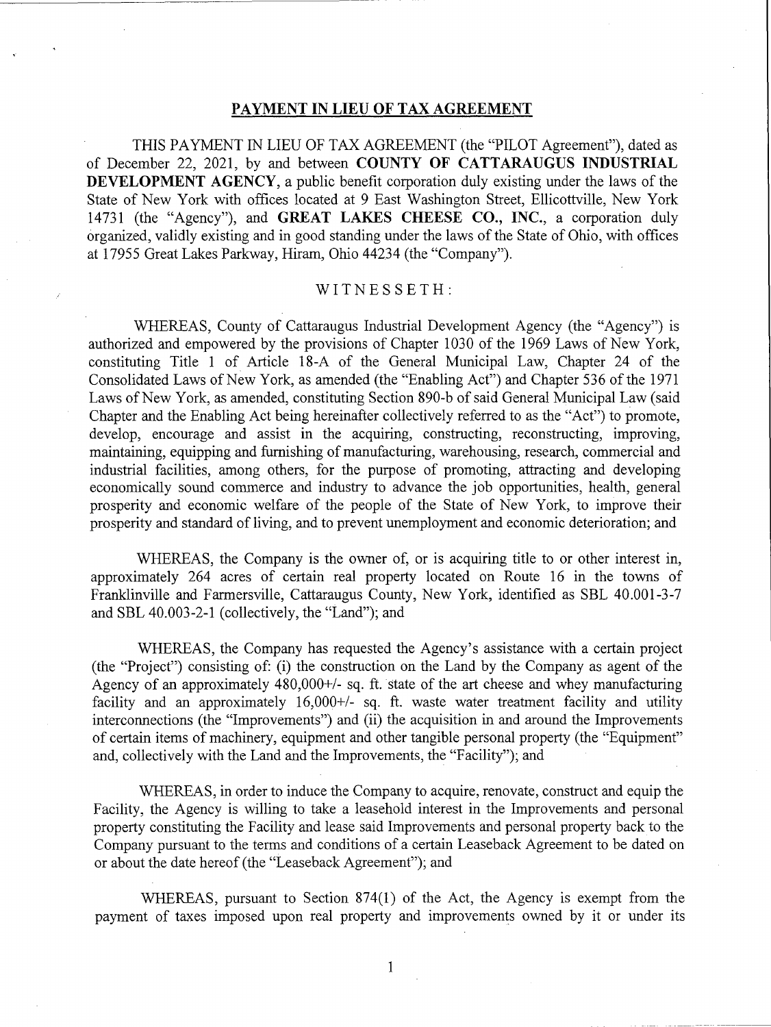## PAYMENT IN LIEU OF TAX AGREEMENT

THIS PAYMENT IN LIEU OF TAX AGREEMENT (the "PILOT Agreement"), dated as of December 22, 2021, by and between **COUNTY OF CATTARAUGUS INDUSTRIAL DEVELOPMENT AGENCY**, a public benefit corporation duly existing under the laws of the State of New York with offices located at 9 East Washington Street, Ellicottville, New York 14731 (the "Agency"), and **GREAT LAKES CHEESE CO., INC.**, a corporation duly organized, validly existing and in good standing under the laws of the State of Ohio, with offices at 17955 Great Lakes Parkway, Hiram, Ohio 44234 (the "Company").

WITNESSETH:

WHEREAS, County of Cattaraugus Industrial Development Agency (the "Agency") is authorized and empowered by the provisions of Chapter 1030 of the 1969 Laws of New York, constituting Title 1 of Article 18-A of the General Municipal Law, Chapter 24 of the Consolidated Laws of New York, as amended (the "Enabling Act") and Chapter 536 of the 1971 Laws of New York, as amended, constituting Section 890-b of said General Municipal Law (said Chapter and the Enabling Act being hereinafter collectively referred to as the "Act") to promote, develop, encourage and assist in the acquiring, constructing, reconstructing, improving, maintaining, equipping and furnishing of manufacturing, warehousing, research, commercial and industrial facilities, among others, for the purpose of promoting, attracting and developing economically sound commerce and industry to advance the job opportunities, health, general prosperity and economic welfare of the people of the State of New York, to improve their prosperity and standard of living, and to prevent unemployment and economic deterioration; and

WHEREAS, the Company is the owner of, or is acquiring title to or other interest in, approximately 264 acres of certain real property located on Route 16 in the towns of Franklinville and Farmersville, Cattaraugus County, New York, identified as SBL 40.001-3-7 and SBL 40.003-2-1 (collectively, the "Land"); and

WHEREAS, the Company has requested the Agency's assistance with a certain project (the "Project") consisting of: (i) the construction on the Land by the Company as agent of the Agency of an approximately 480,000+/- sq. ft. state of the art cheese and whey manufacturing facility and an approximately 16,000+/- sq. ft. waste water treatment facility and utility interconnections (the "Improvements") and (ii) the acquisition in and around the Improvements of certain items of machinery, equipment and other tangible personal property (the "Equipment" and, collectively with the Land and the Improvements, the "Facility"); and

WHEREAS, in order to induce the Company to acquire, renovate, construct and equip the Facility, the Agency is willing to take a leasehold interest in the Improvements and personal property constituting the Facility and lease said Improvements and personal property back to the Company pursuant to the terms and conditions of a certain Leaseback Agreement to be dated on or about the date hereof (the "Leaseback Agreement"); and

WHEREAS, pursuant to Section 874(1) of the Act, the Agency is exempt from the payment of taxes imposed upon real property and improvements owned by it or under its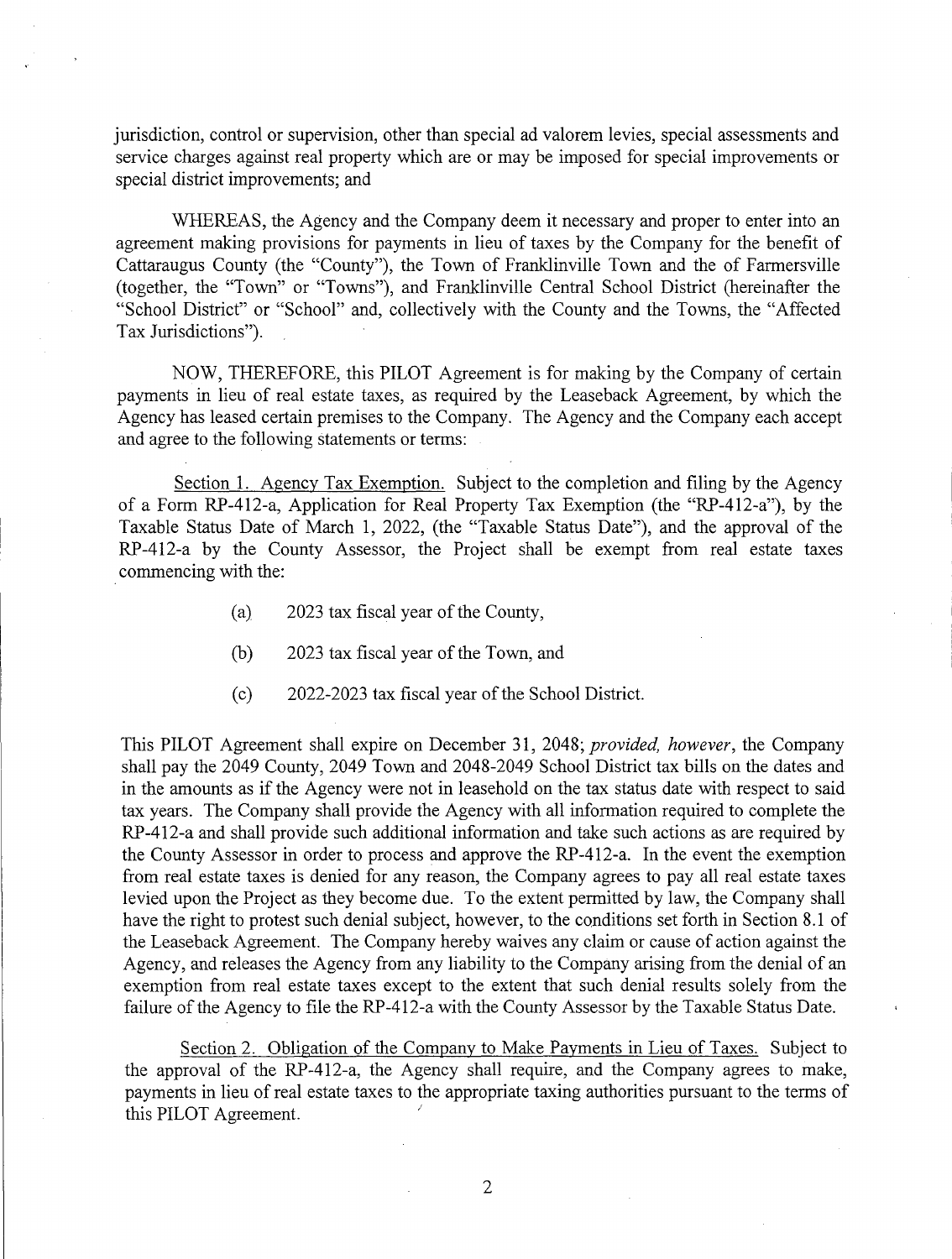jurisdiction, control or supervision, other than special ad valorem levies, special assessments and service charges against real property which are or may be imposed for special improvements or special district improvements; and

WHEREAS, the Agency and the Company deem it necessary and proper to enter into an agreement making provisions for payments in lieu of taxes by the Company for the benefit of Cattaraugus County (the "County"), the Town of Franklinville Town and the of Farmersville (together, the "Town" or "Towns"), and Franklinville Central School District (hereinafter the "School District" or "School" and, collectively with the County and the Towns, the "Affected Tax Jurisdictions").

NOW, THEREFORE, this PILOT Agreement is for making by the Company of certain payments in lieu of real estate taxes, as required by the Leaseback Agreement, by which the Agency has leased certain premises to the Company. The Agency and the Company each accept and agree to the following statements or terms:

<u>Section 1. Agency Tax Exemption.</u> Subject to the completion and filing by the Agency of a Form RP-412-a, Application for Real Property Tax Exemption (the "RP-412-a"), by the Taxable Status Date of March 1, 2022, (the "Taxable Status Date"), and the approval of the RP-412-a by the County Assessor, the Project shall be exempt from real estate taxes commencing with the:

(a) 2023 tax fiscal year of the County,

(b) 2023 tax fiscal year of the Town, and

(c) 2022-2023 tax fiscal year of the School District.

This PILOT Agreement shall expire on December 31, 2048; *provided, however*, the Company shall pay the 2049 County, 2049 Town and 2048-2049 School District tax bills on the dates and in the amounts as if the Agency were not in leasehold on the tax status date with respect to said tax years. The Company shall provide the Agency with all information required to complete the RP-412-a and shall provide such additional information and take such actions as are required by the County Assessor in order to process and approve the RP-412-a. In the event the exemption from real estate taxes is denied for any reason, the Company agrees to pay all real estate taxes levied upon the Project as they become due. To the extent permitted by law, the Company shall have the right to protest such denial subject, however, to the conditions set forth in Section 8.1 of the Leaseback Agreement. The Company hereby waives any claim or cause of action against the Agency, and releases the Agency from any liability to the Company arising from the denial of an exemption from real estate taxes except to the extent that such denial results solely from the failure of the Agency to file the RP-412-a with the County Assessor by the Taxable Status Date.

<u>Section 2. Obligation of the Company to Make Payments in Lieu of Taxes.</u> Subject to the approval of the RP-412-a, the Agency shall require, and the Company agrees to make, payments in lieu of real estate taxes to the appropriate taxing authorities pursuant to the terms of this PILOT Agreement.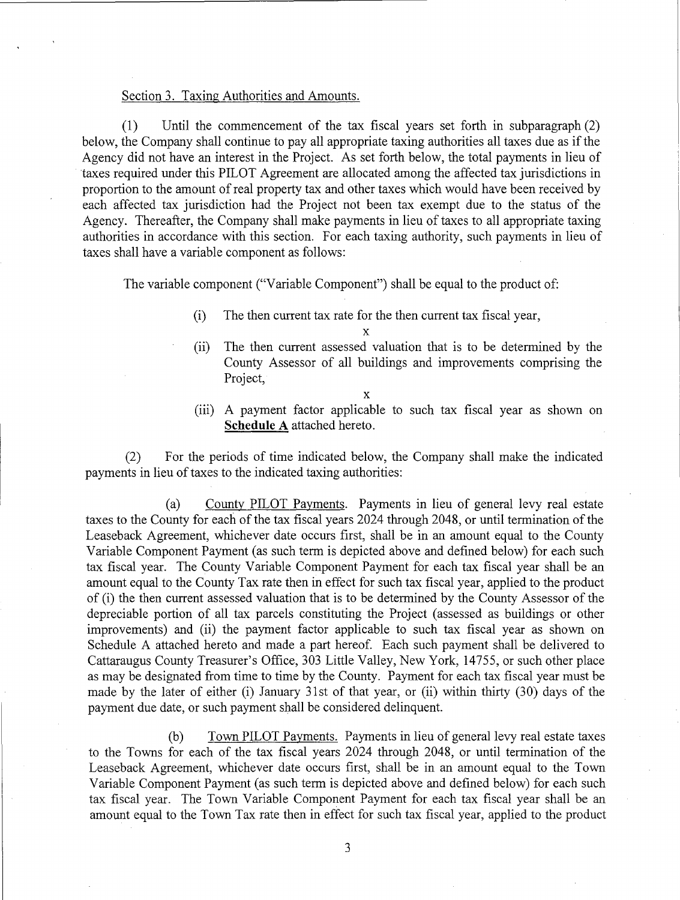Section 3. Taxing Authorities and Amounts.

(1) Until the commencement of the tax fiscal years set forth in subparagraph (2) below, the Company shall continue to pay all appropriate taxing authorities all taxes due as if the Agency did not have an interest in the Project. As set forth below, the total payments in lieu of taxes required under this PILOT Agreement are allocated among the affected tax jurisdictions in proportion to the amount of real property tax and other taxes which would have been received by each affected tax jurisdiction had the Project not been tax exempt due to the status of the Agency. Thereafter, the Company shall make payments in lieu of taxes to all appropriate taxing authorities in accordance with this section. For each taxing authority, such payments in lieu of taxes shall have a variable component as follows:

The variable component ("Variable Component") shall be equal to the product of:

(i) The then current tax rate for the then current tax fiscal year,

x

(ii) The then current assessed valuation that is to be determined by the County Assessor of all buildings and improvements comprising the Project,

x

(iii) A payment factor applicable to such tax fiscal year as shown on **Schedule A** attached hereto.

(2) For the periods of time indicated below, the Company shall make the indicated payments in lieu of taxes to the indicated taxing authorities:

(a) County PILOT Payments. Payments in lieu of general levy real estate taxes to the County for each of the tax fiscal years 2024 through 2048, or until termination of the Leaseback Agreement, whichever date occurs first, shall be in an amount equal to the County Variable Component Payment (as such term is depicted above and defined below) for each such tax fiscal year. The County Variable Component Payment for each tax fiscal year shall be an amount equal to the County Tax rate then in effect for such tax fiscal year, applied to the product of (i) the then current assessed valuation that is to be determined by the County Assessor of the depreciable portion of all tax parcels constituting the Project (assessed as buildings or other improvements) and (ii) the payment factor applicable to such tax fiscal year as shown on Schedule A attached hereto and made a part hereof. Each such payment shall be delivered to Cattaraugus County Treasurer's Office, 303 Little Valley, New York, 14755, or such other place as may be designated from time to time by the County. Payment for each tax fiscal year must be made by the later of either (i) January 31st of that year, or (ii) within thirty (30) days of the payment due date, or such payment shall be considered delinquent.

(b) Town PILOT Payments. Payments in lieu of general levy real estate taxes to the Towns for each of the tax fiscal years 2024 through 2048, or until termination of the Leaseback Agreement, whichever date occurs first, shall be in an amount equal to the Town Variable Component Payment (as such term is depicted above and defined below) for each such tax fiscal year. The Town Variable Component Payment for each tax fiscal year shall be an amount equal to the Town Tax rate then in effect for such tax fiscal year, applied to the product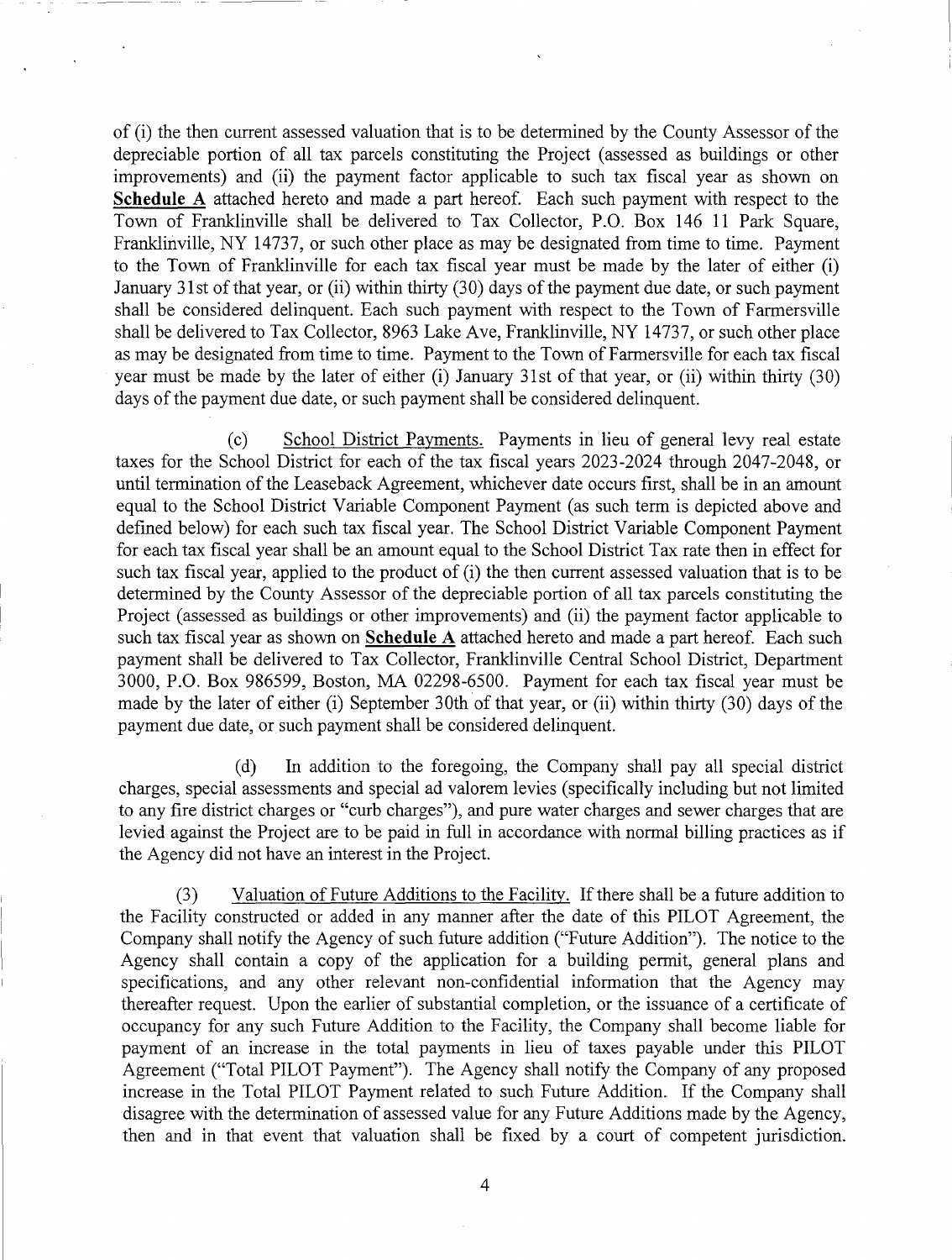of (i) the then current assessed valuation that is to be determined by the County Assessor of the depreciable portion of all tax parcels constituting the Project (assessed as buildings or other improvements) and (ii) the payment factor applicable to such tax fiscal year as shown on **Schedule A** attached hereto and made a part hereof. Each such payment with respect to the Town of Franklinville shall be delivered to Tax Collector, P.O. Box 146 11 Park Square, Franklinville, NY 14737, or such other place as may be designated from time to time. Payment to the Town of Franklinville for each tax fiscal year must be made by the later of either (i) January 31st of that year, or (ii) within thirty (30) days of the payment due date, or such payment shall be considered delinquent. Each such payment with respect to the Town of Farmersville shall be delivered to Tax Collector, 8963 Lake Ave, Franklinville, NY 14737, or such other place as may be designated from time to time. Payment to the Town of Farmersville for each tax fiscal year must be made by the later of either (i) January 31st of that year, or (ii) within thirty (30) days of the payment due date, or such payment shall be considered delinquent.

(c) School District Payments. Payments in lieu of general levy real estate taxes for the School District for each of the tax fiscal years 2023-2024 through 2047-2048, or until termination of the Leaseback Agreement, whichever date occurs first, shall be in an amount equal to the School District Variable Component Payment (as such term is depicted above and defined below) for each such tax fiscal year. The School District Variable Component Payment for each tax fiscal year shall be an amount equal to the School District Tax rate then in effect for such tax fiscal year, applied to the product of (i) the then current assessed valuation that is to be determined by the County Assessor of the depreciable portion of all tax parcels constituting the Project (assessed as buildings or other improvements) and (ii) the payment factor applicable to such tax fiscal year as shown on **Schedule A** attached hereto and made a part hereof. Each such payment shall be delivered to Tax Collector, Franklinville Central School District, Department 3000, P.O. Box 986599, Boston, MA 02298-6500. Payment for each tax fiscal year must be made by the later of either (i) September 30th of that year, or (ii) within thirty (30) days of the payment due date, or such payment shall be considered delinquent.

(d) In addition to the foregoing, the Company shall pay all special district charges, special assessments and special ad valorem levies (specifically including but not limited to any fire district charges or "curb charges"), and pure water charges and sewer charges that are levied against the Project are to be paid in full in accordance with normal billing practices as if the Agency did not have an interest in the Project.

(3) Valuation of Future Additions to the Facility. If there shall be a future addition to the Facility constructed or added in any manner after the date of this PILOT Agreement, the Company shall notify the Agency of such future addition ("Future Addition"). The notice to the Agency shall contain a copy of the application for a building permit, general plans and specifications, and any other relevant non-confidential information that the Agency may thereafter request. Upon the earlier of substantial completion, or the issuance of a certificate of occupancy for any such Future Addition to the Facility, the Company shall become liable for payment of an increase in the total payments in lieu of taxes payable under this PILOT Agreement ("Total PILOT Payment"). The Agency shall notify the Company of any proposed increase in the Total PILOT Payment related to such Future Addition. If the Company shall disagree with the determination of assessed value for any Future Additions made by the Agency, then and in that event that valuation shall be fixed by a court of competent jurisdiction.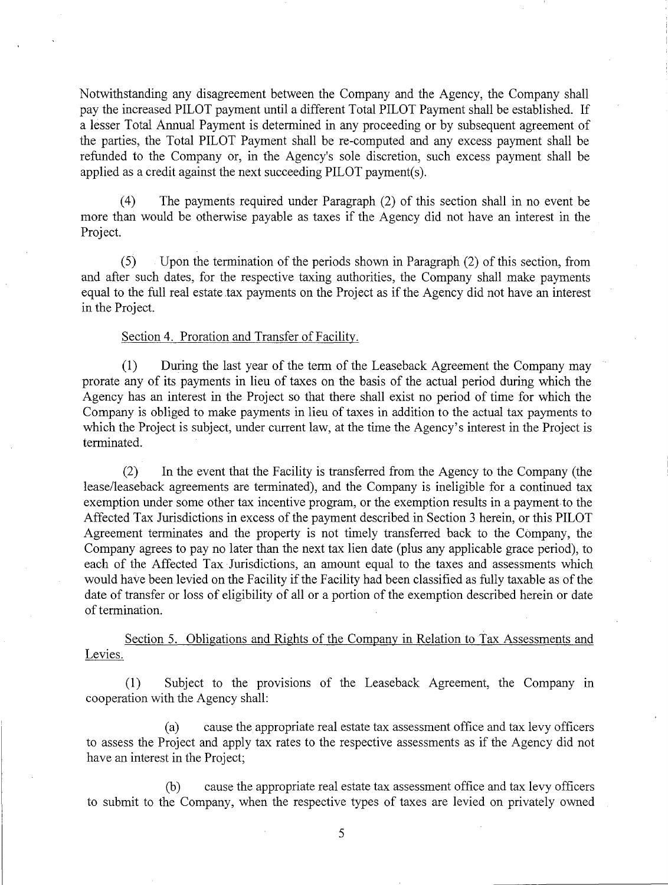Notwithstanding any disagreement between the Company and the Agency, the Company shall pay the increased PILOT payment until a different Total PILOT Payment shall be established. If a lesser Total Annual Payment is determined in any proceeding or by subsequent agreement of the parties, the Total PILOT Payment shall be re-computed and any excess payment shall be refunded to the Company or, in the Agency's sole discretion, such excess payment shall be applied as a credit against the next succeeding PILOT payment(s).

(4) The payments required under Paragraph (2) of this section shall in no event be more than would be otherwise payable as taxes if the Agency did not have an interest in the Project.

(5) Upon the termination of the periods shown in Paragraph (2) of this section, from and after such dates, for the respective taxing authorities, the Company shall make payments equal to the full real estate tax payments on the Project as if the Agency did not have an interest in the Project.

Section 4. Proration and Transfer of Facility.

(1) During the last year of the term of the Leaseback Agreement the Company may prorate any of its payments in lieu of taxes on the basis of the actual period during which the Agency has an interest in the Project so that there shall exist no period of time for which the Company is obliged to make payments in lieu of taxes in addition to the actual tax payments to which the Project is subject, under current law, at the time the Agency's interest in the Project is terminated.

(2) In the event that the Facility is transferred from the Agency to the Company (the lease/leaseback agreements are terminated), and the Company is ineligible for a continued tax exemption under some other tax incentive program, or the exemption results in a payment to the Affected Tax Jurisdictions in excess of the payment described in Section 3 herein, or this PILOT Agreement terminates and the property is not timely transferred back to the Company, the Company agrees to pay no later than the next tax lien date (plus any applicable grace period), to each of the Affected Tax Jurisdictions, an amount equal to the taxes and assessments which would have been levied on the Facility if the Facility had been classified as fully taxable as of the date of transfer or loss of eligibility of all or a portion of the exemption described herein or date of termination.

Section 5. Obligations and Rights of the Company in Relation to Tax Assessments and Levies.

(1) Subject to the provisions of the Leaseback Agreement, the Company in cooperation with the Agency shall:

(a) cause the appropriate real estate tax assessment office and tax levy officers to assess the Project and apply tax rates to the respective assessments as if the Agency did not have an interest in the Project;

(b) cause the appropriate real estate tax assessment office and tax levy officers to submit to the Company, when the respective types of taxes are levied on privately owned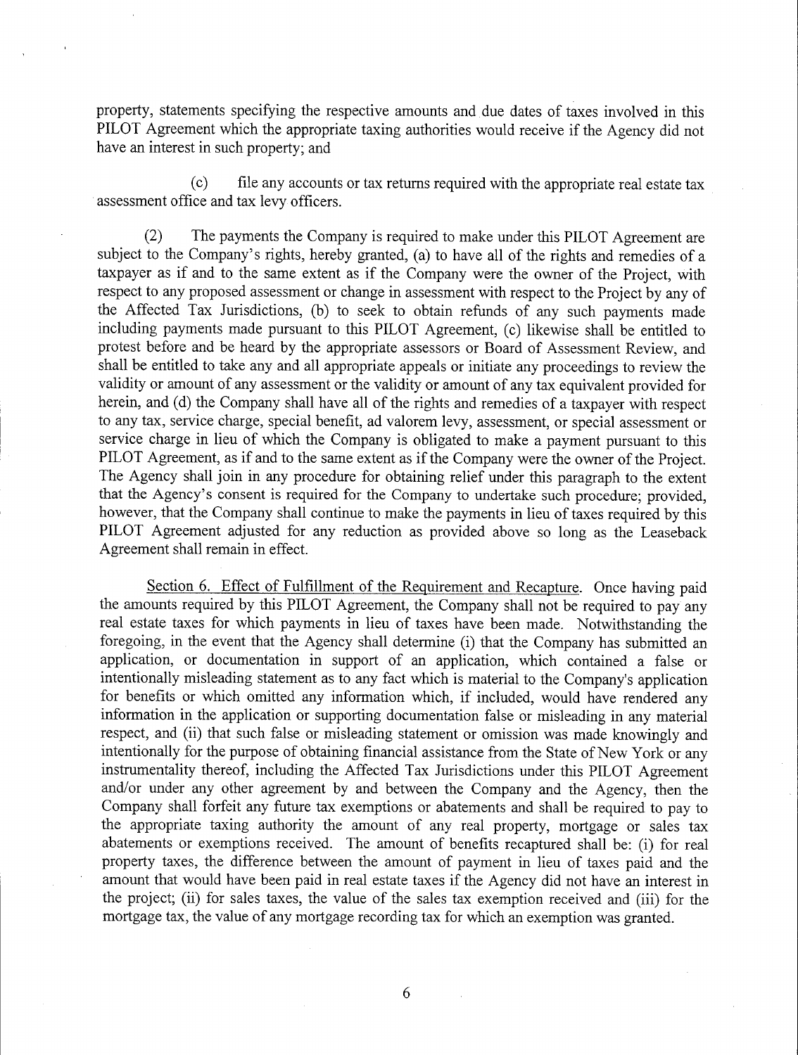property, statements specifying the respective amounts and due dates of taxes involved in this PILOT Agreement which the appropriate taxing authorities would receive if the Agency did not have an interest in such property; and

(c) file any accounts or tax returns required with the appropriate real estate tax assessment office and tax levy officers.

(2) The payments the Company is required to make under this PILOT Agreement are subject to the Company's rights, hereby granted, (a) to have all of the rights and remedies of a taxpayer as if and to the same extent as if the Company were the owner of the Project, with respect to any proposed assessment or change in assessment with respect to the Project by any of the Affected Tax Jurisdictions, (b) to seek to obtain refunds of any such payments made including payments made pursuant to this PILOT Agreement, (c) likewise shall be entitled to protest before and be heard by the appropriate assessors or Board of Assessment Review, and shall be entitled to take any and all appropriate appeals or initiate any proceedings to review the validity or amount of any assessment or the validity or amount of any tax equivalent provided for herein, and (d) the Company shall have all of the rights and remedies of a taxpayer with respect to any tax, service charge, special benefit, ad valorem levy, assessment, or special assessment or service charge in lieu of which the Company is obligated to make a payment pursuant to this PILOT Agreement, as if and to the same extent as if the Company were the owner of the Project. The Agency shall join in any procedure for obtaining relief under this paragraph to the extent that the Agency's consent is required for the Company to undertake such procedure; provided, however, that the Company shall continue to make the payments in lieu of taxes required by this PILOT Agreement adjusted for any reduction as provided above so long as the Leaseback Agreement shall remain in effect.

Section 6. Effect of Fulfillment of the Requirement and Recapture. Once having paid the amounts required by this PILOT Agreement, the Company shall not be required to pay any real estate taxes for which payments in lieu of taxes have been made. Notwithstanding the foregoing, in the event that the Agency shall determine (i) that the Company has submitted an application, or documentation in support of an application, which contained a false or intentionally misleading statement as to any fact which is material to the Company's application for benefits or which omitted any information which, if included, would have rendered any information in the application or supporting documentation false or misleading in any material respect, and (ii) that such false or misleading statement or omission was made knowingly and intentionally for the purpose of obtaining financial assistance from the State of New York or any instrumentality thereof, including the Affected Tax Jurisdictions under this PILOT Agreement and/or under any other agreement by and between the Company and the Agency, then the Company shall forfeit any future tax exemptions or abatements and shall be required to pay to the appropriate taxing authority the amount of any real property, mortgage or sales tax abatements or exemptions received. The amount of benefits recaptured shall be: (i) for real property taxes, the difference between the amount of payment in lieu of taxes paid and the amount that would have been paid in real estate taxes if the Agency did not have an interest in the project; (ii) for sales taxes, the value of the sales tax exemption received and (iii) for the mortgage tax, the value of any mortgage recording tax for which an exemption was granted.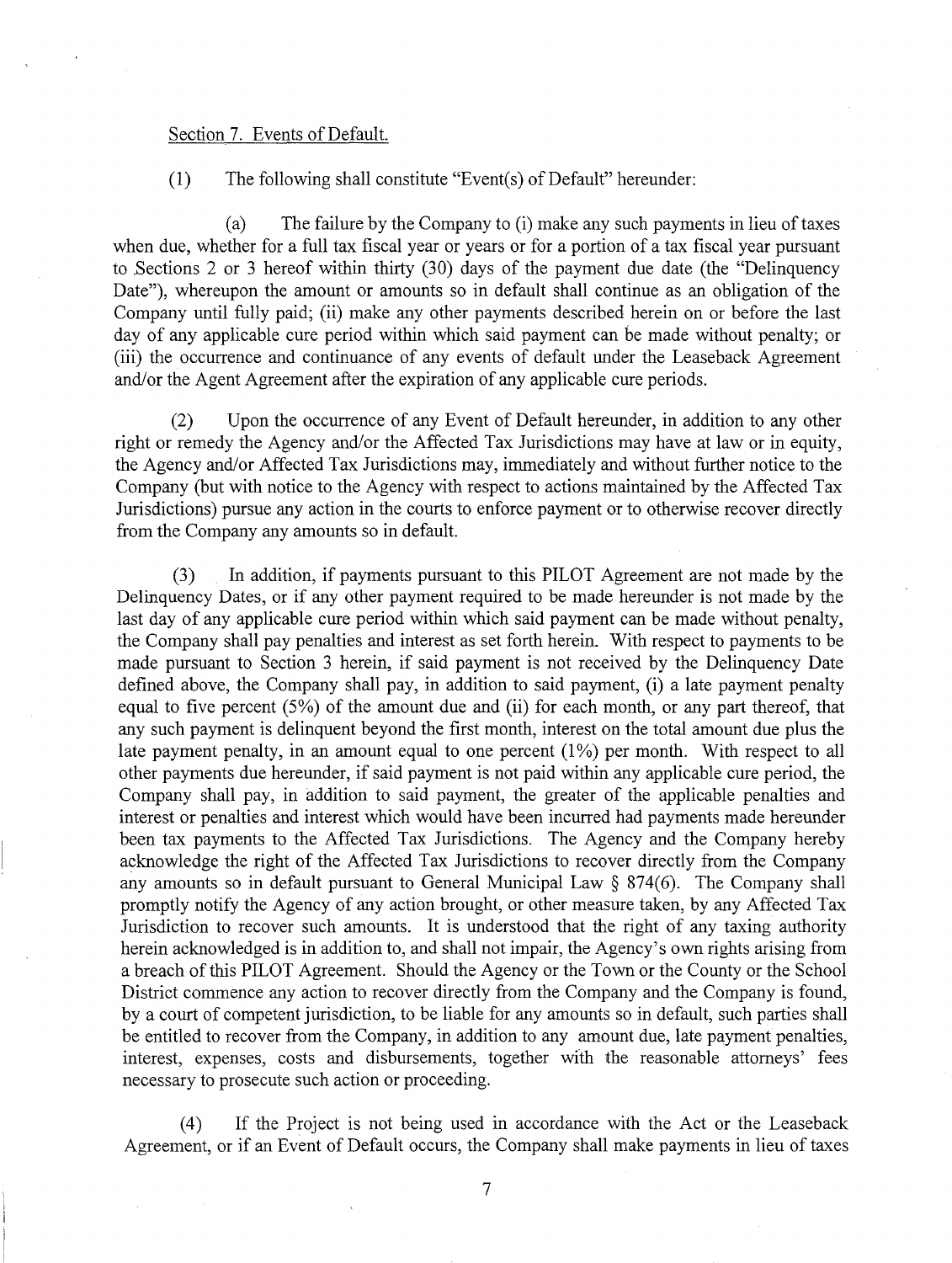Section 7. Events of Default.

(1) The following shall constitute "Event(s) of Default" hereunder:

(a) The failure by the Company to (i) make any such payments in lieu of taxes when due, whether for a full tax fiscal year or years or for a portion of a tax fiscal year pursuant to Sections 2 or 3 hereof within thirty (30) days of the payment due date (the "Delinquency Date"), whereupon the amount or amounts so in default shall continue as an obligation of the Company until fully paid; (ii) make any other payments described herein on or before the last day of any applicable cure period within which said payment can be made without penalty; or (iii) the occurrence and continuance of any events of default under the Leaseback Agreement and/or the Agent Agreement after the expiration of any applicable cure periods.

(2) Upon the occurrence of any Event of Default hereunder, in addition to any other right or remedy the Agency and/or the Affected Tax Jurisdictions may have at law or in equity, the Agency and/or Affected Tax Jurisdictions may, immediately and without further notice to the Company (but with notice to the Agency with respect to actions maintained by the Affected Tax Jurisdictions) pursue any action in the courts to enforce payment or to otherwise recover directly from the Company any amounts so in default.

(3) In addition, if payments pursuant to this PILOT Agreement are not made by the Delinquency Dates, or if any other payment required to be made hereunder is not made by the last day of any applicable cure period within which said payment can be made without penalty, the Company shall pay penalties and interest as set forth herein. With respect to payments to be made pursuant to Section 3 herein, if said payment is not received by the Delinquency Date defined above, the Company shall pay, in addition to said payment, (i) a late payment penalty equal to five percent (5%) of the amount due and (ii) for each month, or any part thereof, that any such payment is delinquent beyond the first month, interest on the total amount due plus the late payment penalty, in an amount equal to one percent (1%) per month. With respect to all other payments due hereunder, if said payment is not paid within any applicable cure period, the Company shall pay, in addition to said payment, the greater of the applicable penalties and interest or penalties and interest which would have been incurred had payments made hereunder been tax payments to the Affected Tax Jurisdictions. The Agency and the Company hereby acknowledge the right of the Affected Tax Jurisdictions to recover directly from the Company any amounts so in default pursuant to General Municipal Law § 874(6). The Company shall promptly notify the Agency of any action brought, or other measure taken, by any Affected Tax Jurisdiction to recover such amounts. It is understood that the right of any taxing authority herein acknowledged is in addition to, and shall not impair, the Agency's own rights arising from a breach of this PILOT Agreement. Should the Agency or the Town or the County or the School District commence any action to recover directly from the Company and the Company is found, by a court of competent jurisdiction, to be liable for any amounts so in default, such parties shall be entitled to recover from the Company, in addition to any amount due, late payment penalties, interest, expenses, costs and disbursements, together with the reasonable attorneys' fees necessary to prosecute such action or proceeding.

(4) If the Project is not being used in accordance with the Act or the Leaseback Agreement, or if an Event of Default occurs, the Company shall make payments in lieu of taxes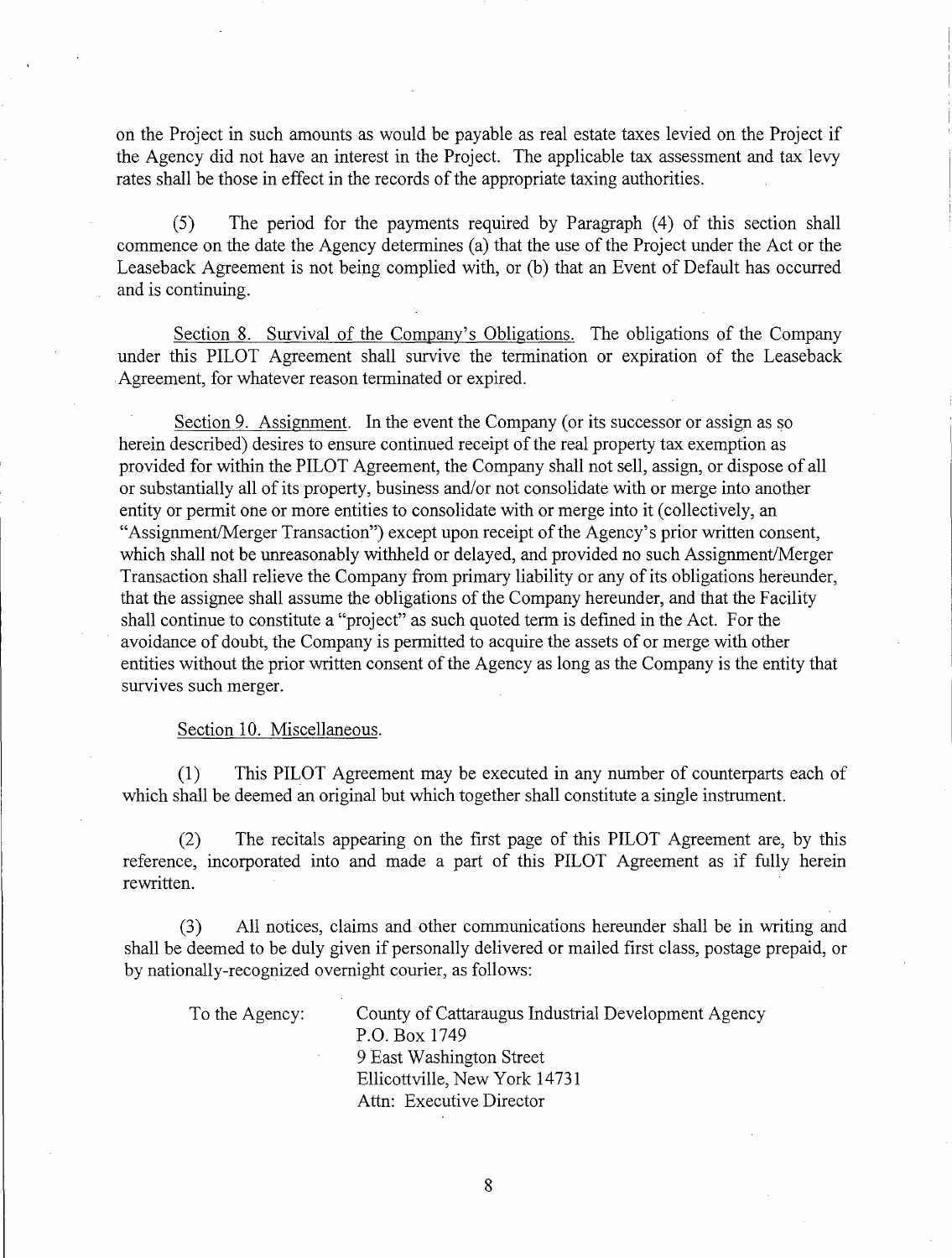on the Project in such amounts as would be payable as real estate taxes levied on the Project if the Agency did not have an interest in the Project. The applicable tax assessment and tax levy rates shall be those in effect in the records of the appropriate taxing authorities.

(5) The period for the payments required by Paragraph (4) of this section shall commence on the date the Agency determines (a) that the use of the Project under the Act or the Leaseback Agreement is not being complied with, or (b) that an Event of Default has occurred and is continuing.

Section 8. Survival of the Company's Obligations. The obligations of the Company under this PILOT Agreement shall survive the termination or expiration of the Leaseback Agreement, for whatever reason terminated or expired.

Section 9. Assignment. In the event the Company (or its successor or assign as so herein described) desires to ensure continued receipt of the real property tax exemption as provided for within the PILOT Agreement, the Company shall not sell, assign, or dispose of all or substantially all of its property, business and/or not consolidate with or merge into another entity or permit one or more entities to consolidate with or merge into it (collectively, an "Assignment/Merger Transaction") except upon receipt of the Agency's prior written consent, which shall not be unreasonably withheld or delayed, and provided no such Assignment/Merger Transaction shall relieve the Company from primary liability or any of its obligations hereunder, that the assignee shall assume the obligations of the Company hereunder, and that the Facility shall continue to constitute a "project" as such quoted term is defined in the Act. For the avoidance of doubt, the Company is permitted to acquire the assets of or merge with other entities without the prior written consent of the Agency as long as the Company is the entity that survives such merger.

Section 10. Miscellaneous.

(1) This PILOT Agreement may be executed in any number of counterparts each of which shall be deemed an original but which together shall constitute a single instrument.

(2) The recitals appearing on the first page of this PILOT Agreement are, by this reference, incorporated into and made a part of this PILOT Agreement as if fully herein rewritten.

(3) All notices, claims and other communications hereunder shall be in writing and shall be deemed to be duly given if personally delivered or mailed first class, postage prepaid, or by nationally-recognized overnight courier, as follows:

To the Agency:

County of Cattaraugus Industrial Development Agency
P.O. Box 1749
9 East Washington Street
Ellicottville, New York 14731
Attn: Executive Director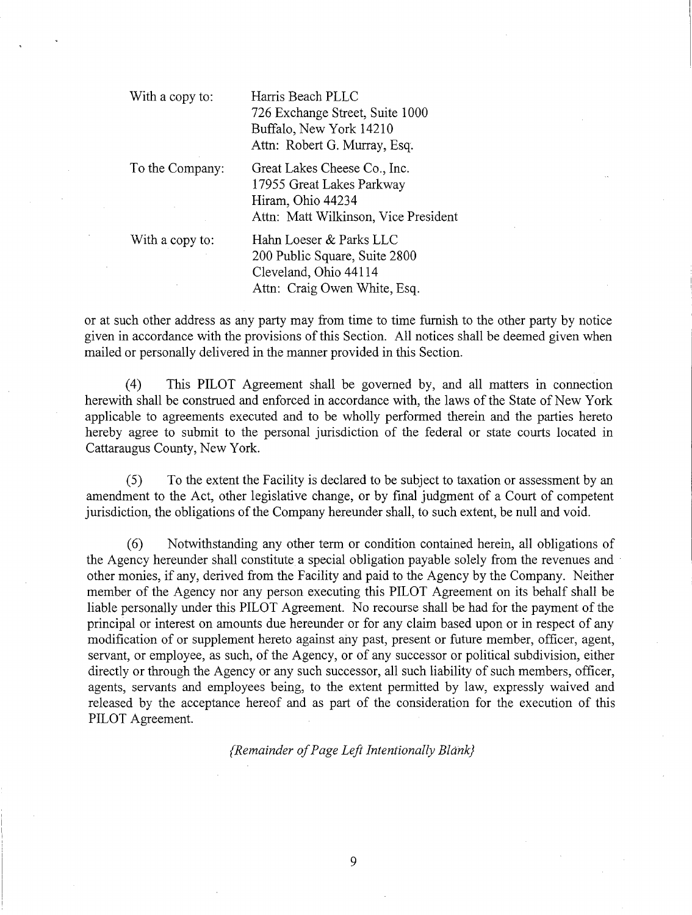| | |
|---|---|
| With a copy to: | Harris Beach PLLC<br>726 Exchange Street, Suite 1000<br>Buffalo, New York 14210<br>Attn: Robert G. Murray, Esq. |
| To the Company: | Great Lakes Cheese Co., Inc.<br>17955 Great Lakes Parkway<br>Hiram, Ohio 44234<br>Attn: Matt Wilkinson, Vice President |
| With a copy to: | Hahn Loeser & Parks LLC<br>200 Public Square, Suite 2800<br>Cleveland, Ohio 44114<br>Attn: Craig Owen White, Esq. |

or at such other address as any party may from time to time furnish to the other party by notice given in accordance with the provisions of this Section. All notices shall be deemed given when mailed or personally delivered in the manner provided in this Section.

(4) This PILOT Agreement shall be governed by, and all matters in connection herewith shall be construed and enforced in accordance with, the laws of the State of New York applicable to agreements executed and to be wholly performed therein and the parties hereto hereby agree to submit to the personal jurisdiction of the federal or state courts located in Cattaraugus County, New York.

(5) To the extent the Facility is declared to be subject to taxation or assessment by an amendment to the Act, other legislative change, or by final judgment of a Court of competent jurisdiction, the obligations of the Company hereunder shall, to such extent, be null and void.

(6) Notwithstanding any other term or condition contained herein, all obligations of the Agency hereunder shall constitute a special obligation payable solely from the revenues and other monies, if any, derived from the Facility and paid to the Agency by the Company. Neither member of the Agency nor any person executing this PILOT Agreement on its behalf shall be liable personally under this PILOT Agreement. No recourse shall be had for the payment of the principal or interest on amounts due hereunder or for any claim based upon or in respect of any modification of or supplement hereto against any past, present or future member, officer, agent, servant, or employee, as such, of the Agency, or of any successor or political subdivision, either directly or through the Agency or any such successor, all such liability of such members, officer, agents, servants and employees being, to the extent permitted by law, expressly waived and released by the acceptance hereof and as part of the consideration for the execution of this PILOT Agreement.

*{Remainder of Page Left Intentionally Blank}*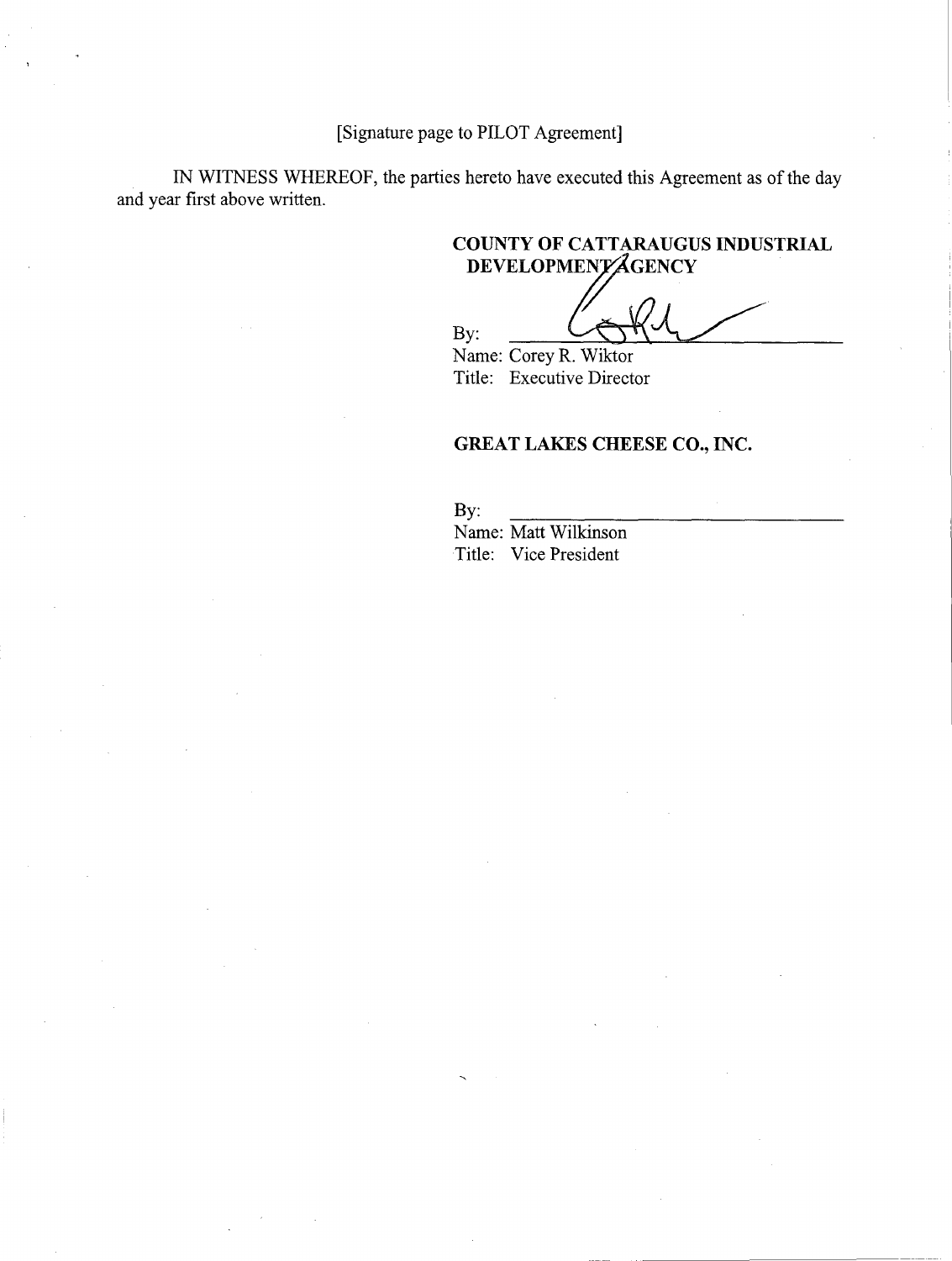[Signature page to PILOT Agreement]

IN WITNESS WHEREOF, the parties hereto have executed this Agreement as of the day and year first above written.

**COUNTY OF CATTARAUGUS INDUSTRIAL DEVELOPMENT AGENCY**

By: ______________________________
Name: Corey R. Wiktor
Title: Executive Director

**GREAT LAKES CHEESE CO., INC.**

By: ______________________________
Name: Matt Wilkinson
Title: Vice President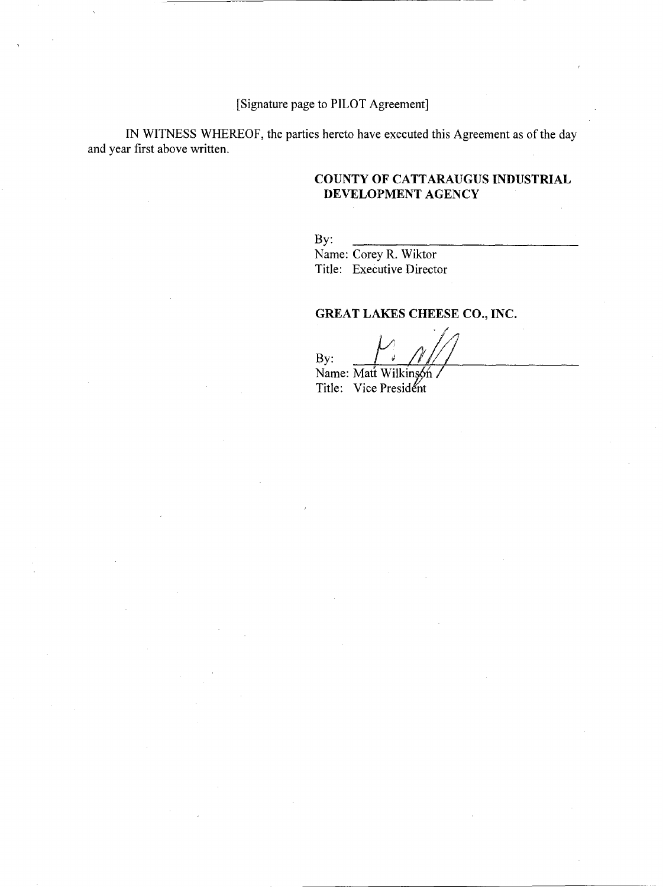[Signature page to PILOT Agreement]

IN WITNESS WHEREOF, the parties hereto have executed this Agreement as of the day and year first above written.

**COUNTY OF CATTARAUGUS INDUSTRIAL DEVELOPMENT AGENCY**

By: \_\_\_\_\_\_\_\_\_\_\_\_\_\_\_\_\_\_\_\_\_\_\_\_\_\_\_\_\_\_
Name: Corey R. Wiktor
Title: Executive Director

**GREAT LAKES CHEESE CO., INC.**

By: \_\_\_\_\_\_\_\_\_\_\_\_\_\_\_\_\_\_\_\_\_\_\_\_\_\_\_\_\_\_
Name: Matt Wilkinson
Title: Vice President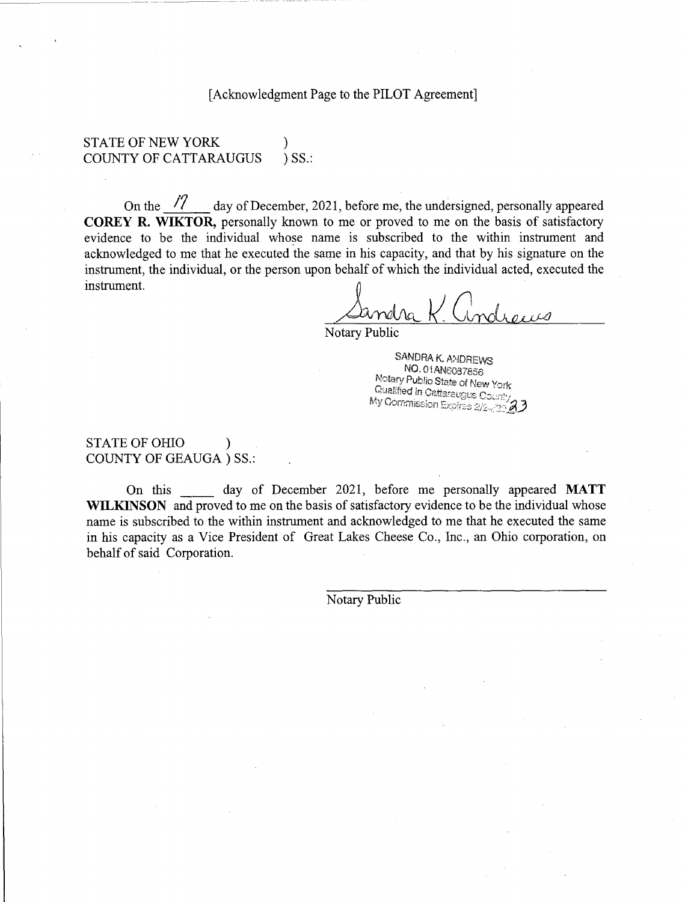[Acknowledgment Page to the PILOT Agreement]

STATE OF NEW YORK )
COUNTY OF CATTARAUGUS ) SS.:

On the 17 day of December, 2021, before me, the undersigned, personally appeared **COREY R. WIKTOR,** personally known to me or proved to me on the basis of satisfactory evidence to be the individual whose name is subscribed to the within instrument and acknowledged to me that he executed the same in his capacity, and that by his signature on the instrument, the individual, or the person upon behalf of which the individual acted, executed the instrument.

Sandra K. Andrews
Notary Public

SANDRA K. ANDREWS
NO. 01AN6037856
Notary Public State of New York
Qualified in Cattaraugus County
My Commission Expires 2/2_/2023

STATE OF OHIO )
COUNTY OF GEAUGA ) SS.:

On this _____ day of December 2021, before me personally appeared **MATT WILKINSON** and proved to me on the basis of satisfactory evidence to be the individual whose name is subscribed to the within instrument and acknowledged to me that he executed the same in his capacity as a Vice President of Great Lakes Cheese Co., Inc., an Ohio corporation, on behalf of said Corporation.

_______________________________
Notary Public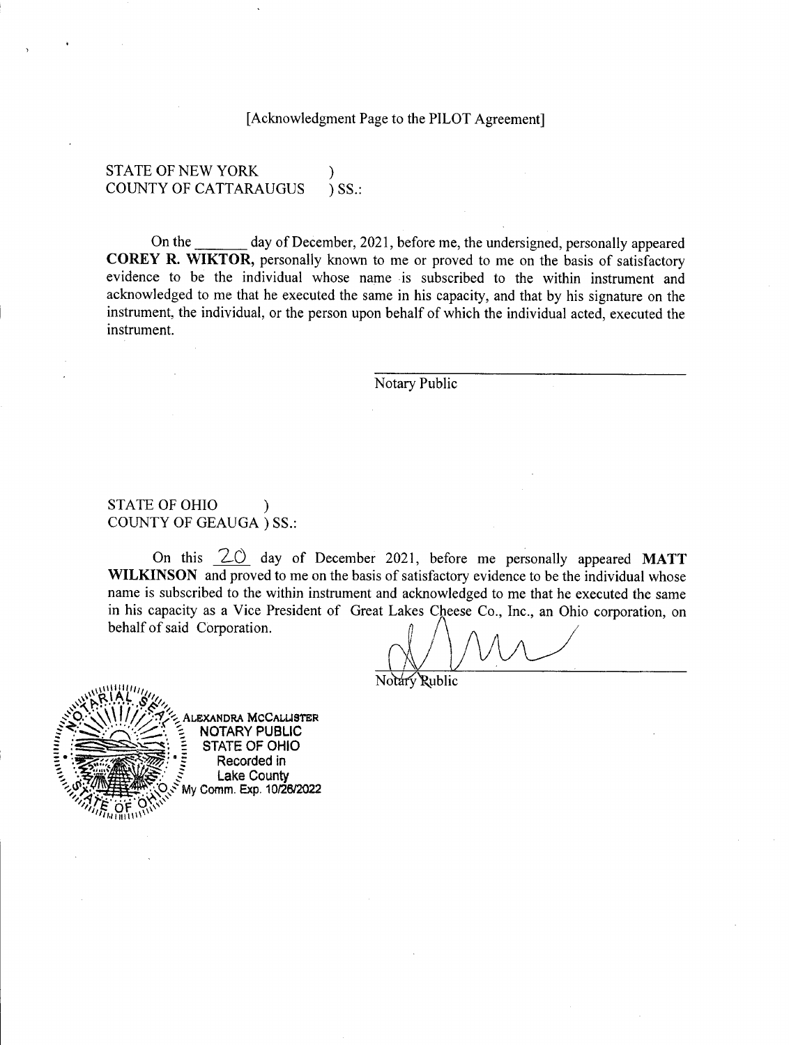[Acknowledgment Page to the PILOT Agreement]

STATE OF NEW YORK )
COUNTY OF CATTARAUGUS ) SS.:

On the _______ day of December, 2021, before me, the undersigned, personally appeared **COREY R. WIKTOR,** personally known to me or proved to me on the basis of satisfactory evidence to be the individual whose name is subscribed to the within instrument and acknowledged to me that he executed the same in his capacity, and that by his signature on the instrument, the individual, or the person upon behalf of which the individual acted, executed the instrument.

_______________________________
Notary Public

STATE OF OHIO )
COUNTY OF GEAUGA ) SS.:

On this 20 day of December 2021, before me personally appeared **MATT WILKINSON** and proved to me on the basis of satisfactory evidence to be the individual whose name is subscribed to the within instrument and acknowledged to me that he executed the same in his capacity as a Vice President of Great Lakes Cheese Co., Inc., an Ohio corporation, on behalf of said Corporation.

_______________________________
Notary Public

ALEXANDRA MCCALLISTER
NOTARY PUBLIC
STATE OF OHIO
Recorded in
Lake County
My Comm. Exp. 10/26/2022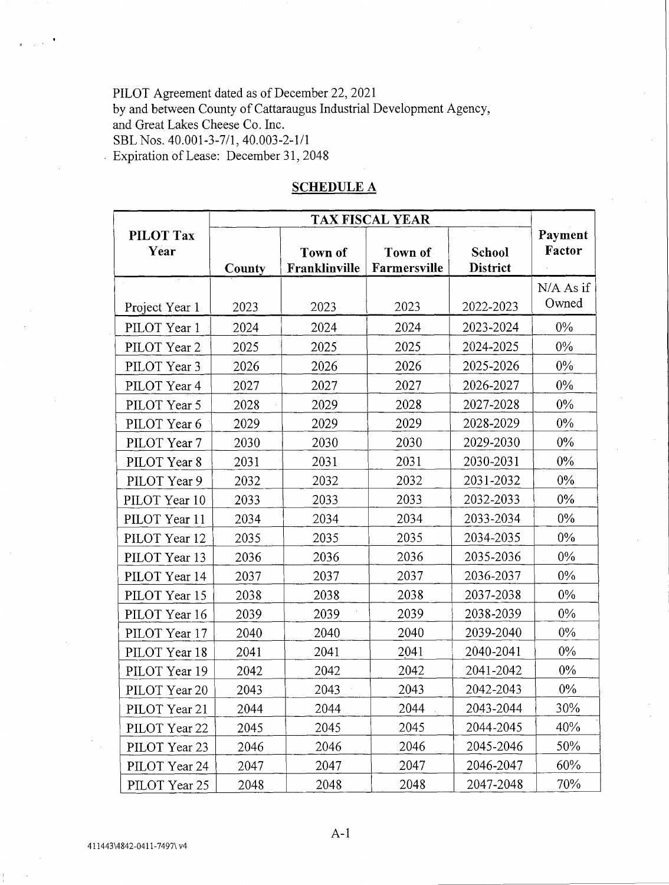PILOT Agreement dated as of December 22, 2021
by and between County of Cattaraugus Industrial Development Agency,
and Great Lakes Cheese Co. Inc.
SBL Nos. 40.001-3-7/1, 40.003-2-1/1
Expiration of Lease: December 31, 2048

## SCHEDULE A

| PILOT Tax Year | TAX FISCAL YEAR | | | | Payment Factor |
|---|---|---|---|---|---|
| | County | Town of Franklinville | Town of Farmersville | School District | |
| Project Year 1 | 2023 | 2023 | 2023 | 2022-2023 | N/A As if Owned |
| PILOT Year 1 | 2024 | 2024 | 2024 | 2023-2024 | 0% |
| PILOT Year 2 | 2025 | 2025 | 2025 | 2024-2025 | 0% |
| PILOT Year 3 | 2026 | 2026 | 2026 | 2025-2026 | 0% |
| PILOT Year 4 | 2027 | 2027 | 2027 | 2026-2027 | 0% |
| PILOT Year 5 | 2028 | 2029 | 2028 | 2027-2028 | 0% |
| PILOT Year 6 | 2029 | 2029 | 2029 | 2028-2029 | 0% |
| PILOT Year 7 | 2030 | 2030 | 2030 | 2029-2030 | 0% |
| PILOT Year 8 | 2031 | 2031 | 2031 | 2030-2031 | 0% |
| PILOT Year 9 | 2032 | 2032 | 2032 | 2031-2032 | 0% |
| PILOT Year 10 | 2033 | 2033 | 2033 | 2032-2033 | 0% |
| PILOT Year 11 | 2034 | 2034 | 2034 | 2033-2034 | 0% |
| PILOT Year 12 | 2035 | 2035 | 2035 | 2034-2035 | 0% |
| PILOT Year 13 | 2036 | 2036 | 2036 | 2035-2036 | 0% |
| PILOT Year 14 | 2037 | 2037 | 2037 | 2036-2037 | 0% |
| PILOT Year 15 | 2038 | 2038 | 2038 | 2037-2038 | 0% |
| PILOT Year 16 | 2039 | 2039 | 2039 | 2038-2039 | 0% |
| PILOT Year 17 | 2040 | 2040 | 2040 | 2039-2040 | 0% |
| PILOT Year 18 | 2041 | 2041 | 2041 | 2040-2041 | 0% |
| PILOT Year 19 | 2042 | 2042 | 2042 | 2041-2042 | 0% |
| PILOT Year 20 | 2043 | 2043 | 2043 | 2042-2043 | 0% |
| PILOT Year 21 | 2044 | 2044 | 2044 | 2043-2044 | 30% |
| PILOT Year 22 | 2045 | 2045 | 2045 | 2044-2045 | 40% |
| PILOT Year 23 | 2046 | 2046 | 2046 | 2045-2046 | 50% |
| PILOT Year 24 | 2047 | 2047 | 2047 | 2046-2047 | 60% |
| PILOT Year 25 | 2048 | 2048 | 2048 | 2047-2048 | 70% |

A-1

411443\4842-0411-7497\ v4